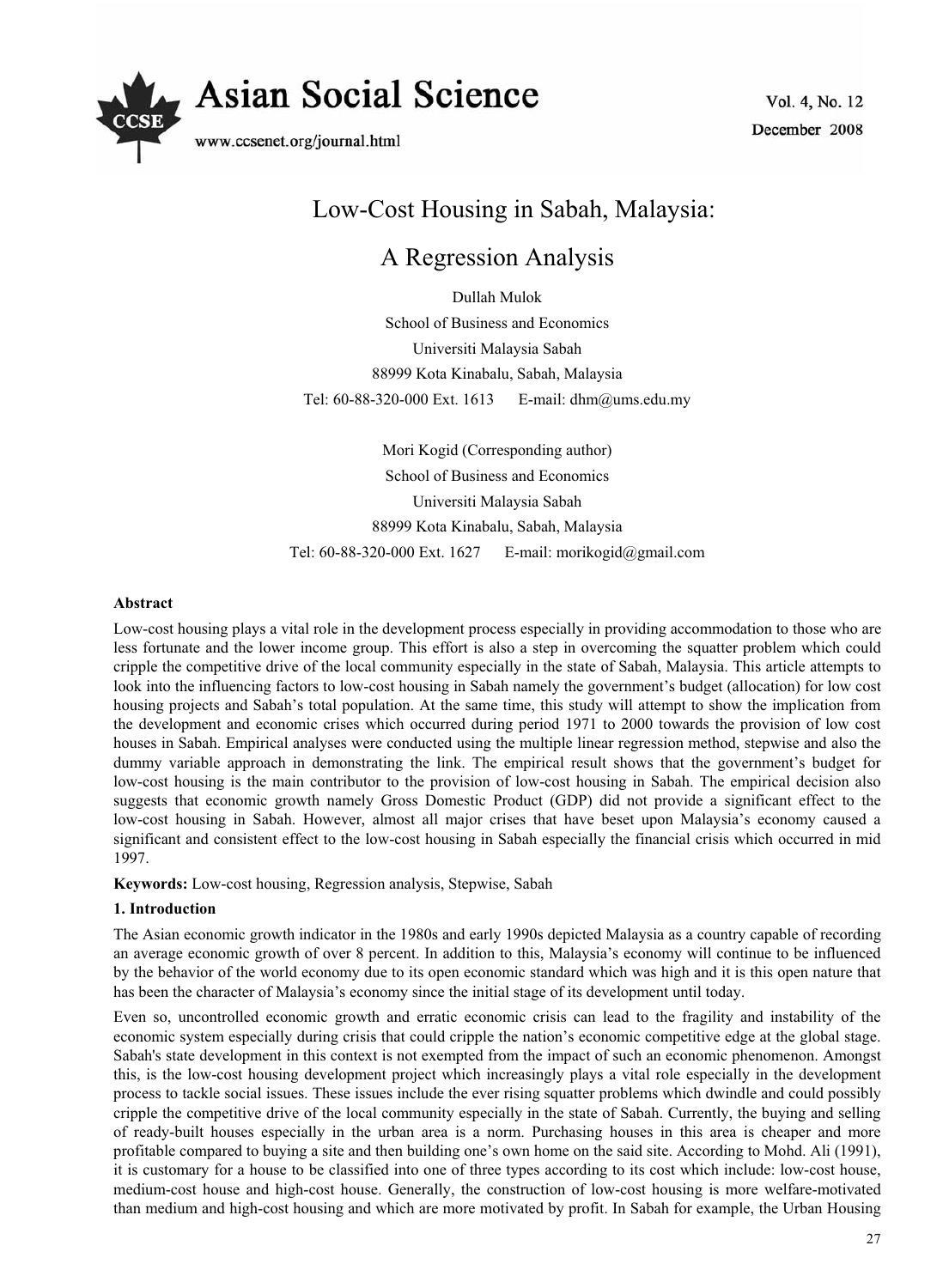# Low-Cost Housing in Sabah, Malaysia: A Regression Analysis

Dullah Mulok

School of Business and Economics

Universiti Malaysia Sabah

88999 Kota Kinabalu, Sabah, Malaysia

Tel: 60-88-320-000 Ext. 1613 E-mail: dhm@ums.edu.my

Mori Kogid (Corresponding author)

School of Business and Economics

Universiti Malaysia Sabah

88999 Kota Kinabalu, Sabah, Malaysia

Tel: 60-88-320-000 Ext. 1627 E-mail: morikogid@gmail.com

**Abstract**

Low-cost housing plays a vital role in the development process especially in providing accommodation to those who are less fortunate and the lower income group. This effort is also a step in overcoming the squatter problem which could cripple the competitive drive of the local community especially in the state of Sabah, Malaysia. This article attempts to look into the influencing factors to low-cost housing in Sabah namely the government's budget (allocation) for low cost housing projects and Sabah's total population. At the same time, this study will attempt to show the implication from the development and economic crises which occurred during period 1971 to 2000 towards the provision of low cost houses in Sabah. Empirical analyses were conducted using the multiple linear regression method, stepwise and also the dummy variable approach in demonstrating the link. The empirical result shows that the government's budget for low-cost housing is the main contributor to the provision of low-cost housing in Sabah. The empirical decision also suggests that economic growth namely Gross Domestic Product (GDP) did not provide a significant effect to the low-cost housing in Sabah. However, almost all major crises that have beset upon Malaysia's economy caused a significant and consistent effect to the low-cost housing in Sabah especially the financial crisis which occurred in mid 1997.

**Keywords:** Low-cost housing, Regression analysis, Stepwise, Sabah

## 1. Introduction

The Asian economic growth indicator in the 1980s and early 1990s depicted Malaysia as a country capable of recording an average economic growth of over 8 percent. In addition to this, Malaysia's economy will continue to be influenced by the behavior of the world economy due to its open economic standard which was high and it is this open nature that has been the character of Malaysia's economy since the initial stage of its development until today.

Even so, uncontrolled economic growth and erratic economic crisis can lead to the fragility and instability of the economic system especially during crisis that could cripple the nation's economic competitive edge at the global stage. Sabah's state development in this context is not exempted from the impact of such an economic phenomenon. Amongst this, is the low-cost housing development project which increasingly plays a vital role especially in the development process to tackle social issues. These issues include the ever rising squatter problems which dwindle and could possibly cripple the competitive drive of the local community especially in the state of Sabah. Currently, the buying and selling of ready-built houses especially in the urban area is a norm. Purchasing houses in this area is cheaper and more profitable compared to buying a site and then building one's own home on the said site. According to Mohd. Ali (1991), it is customary for a house to be classified into one of three types according to its cost which include: low-cost house, medium-cost house and high-cost house. Generally, the construction of low-cost housing is more welfare-motivated than medium and high-cost housing and which are more motivated by profit. In Sabah for example, the Urban Housing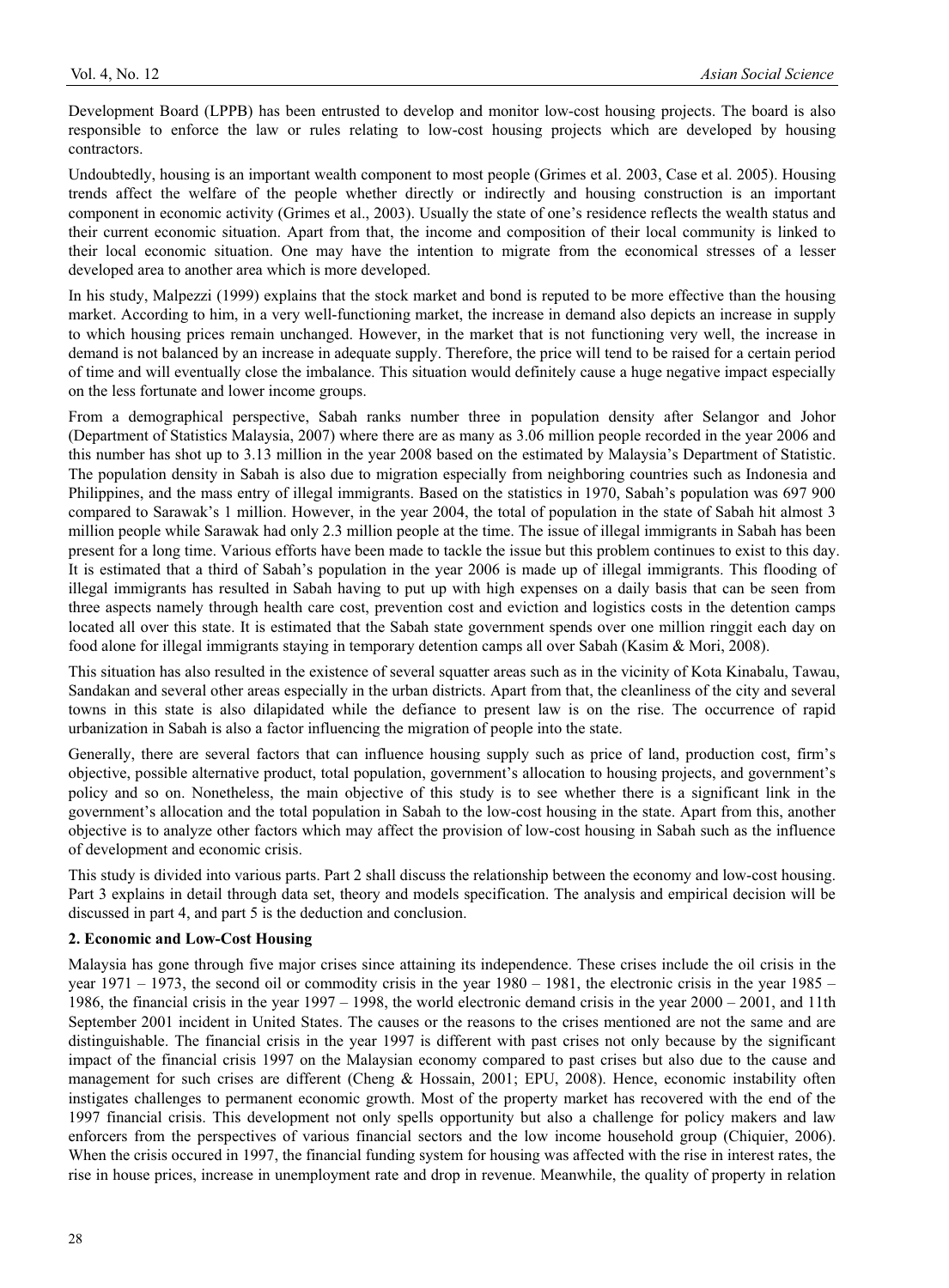Development Board (LPPB) has been entrusted to develop and monitor low-cost housing projects. The board is also responsible to enforce the law or rules relating to low-cost housing projects which are developed by housing contractors.

Undoubtedly, housing is an important wealth component to most people (Grimes et al. 2003, Case et al. 2005). Housing trends affect the welfare of the people whether directly or indirectly and housing construction is an important component in economic activity (Grimes et al., 2003). Usually the state of one's residence reflects the wealth status and their current economic situation. Apart from that, the income and composition of their local community is linked to their local economic situation. One may have the intention to migrate from the economical stresses of a lesser developed area to another area which is more developed.

In his study, Malpezzi (1999) explains that the stock market and bond is reputed to be more effective than the housing market. According to him, in a very well-functioning market, the increase in demand also depicts an increase in supply to which housing prices remain unchanged. However, in the market that is not functioning very well, the increase in demand is not balanced by an increase in adequate supply. Therefore, the price will tend to be raised for a certain period of time and will eventually close the imbalance. This situation would definitely cause a huge negative impact especially on the less fortunate and lower income groups.

From a demographical perspective, Sabah ranks number three in population density after Selangor and Johor (Department of Statistics Malaysia, 2007) where there are as many as 3.06 million people recorded in the year 2006 and this number has shot up to 3.13 million in the year 2008 based on the estimated by Malaysia's Department of Statistic. The population density in Sabah is also due to migration especially from neighboring countries such as Indonesia and Philippines, and the mass entry of illegal immigrants. Based on the statistics in 1970, Sabah's population was 697 900 compared to Sarawak's 1 million. However, in the year 2004, the total of population in the state of Sabah hit almost 3 million people while Sarawak had only 2.3 million people at the time. The issue of illegal immigrants in Sabah has been present for a long time. Various efforts have been made to tackle the issue but this problem continues to exist to this day. It is estimated that a third of Sabah's population in the year 2006 is made up of illegal immigrants. This flooding of illegal immigrants has resulted in Sabah having to put up with high expenses on a daily basis that can be seen from three aspects namely through health care cost, prevention cost and eviction and logistics costs in the detention camps located all over this state. It is estimated that the Sabah state government spends over one million ringgit each day on food alone for illegal immigrants staying in temporary detention camps all over Sabah (Kasim & Mori, 2008).

This situation has also resulted in the existence of several squatter areas such as in the vicinity of Kota Kinabalu, Tawau, Sandakan and several other areas especially in the urban districts. Apart from that, the cleanliness of the city and several towns in this state is also dilapidated while the defiance to present law is on the rise. The occurrence of rapid urbanization in Sabah is also a factor influencing the migration of people into the state.

Generally, there are several factors that can influence housing supply such as price of land, production cost, firm's objective, possible alternative product, total population, government's allocation to housing projects, and government's policy and so on. Nonetheless, the main objective of this study is to see whether there is a significant link in the government's allocation and the total population in Sabah to the low-cost housing in the state. Apart from this, another objective is to analyze other factors which may affect the provision of low-cost housing in Sabah such as the influence of development and economic crisis.

This study is divided into various parts. Part 2 shall discuss the relationship between the economy and low-cost housing. Part 3 explains in detail through data set, theory and models specification. The analysis and empirical decision will be discussed in part 4, and part 5 is the deduction and conclusion.

## 2. Economic and Low-Cost Housing

Malaysia has gone through five major crises since attaining its independence. These crises include the oil crisis in the year 1971 – 1973, the second oil or commodity crisis in the year 1980 – 1981, the electronic crisis in the year 1985 – 1986, the financial crisis in the year 1997 – 1998, the world electronic demand crisis in the year 2000 – 2001, and 11th September 2001 incident in United States. The causes or the reasons to the crises mentioned are not the same and are distinguishable. The financial crisis in the year 1997 is different with past crises not only because by the significant impact of the financial crisis 1997 on the Malaysian economy compared to past crises but also due to the cause and management for such crises are different (Cheng & Hossain, 2001; EPU, 2008). Hence, economic instability often instigates challenges to permanent economic growth. Most of the property market has recovered with the end of the 1997 financial crisis. This development not only spells opportunity but also a challenge for policy makers and law enforcers from the perspectives of various financial sectors and the low income household group (Chiquier, 2006). When the crisis occured in 1997, the financial funding system for housing was affected with the rise in interest rates, the rise in house prices, increase in unemployment rate and drop in revenue. Meanwhile, the quality of property in relation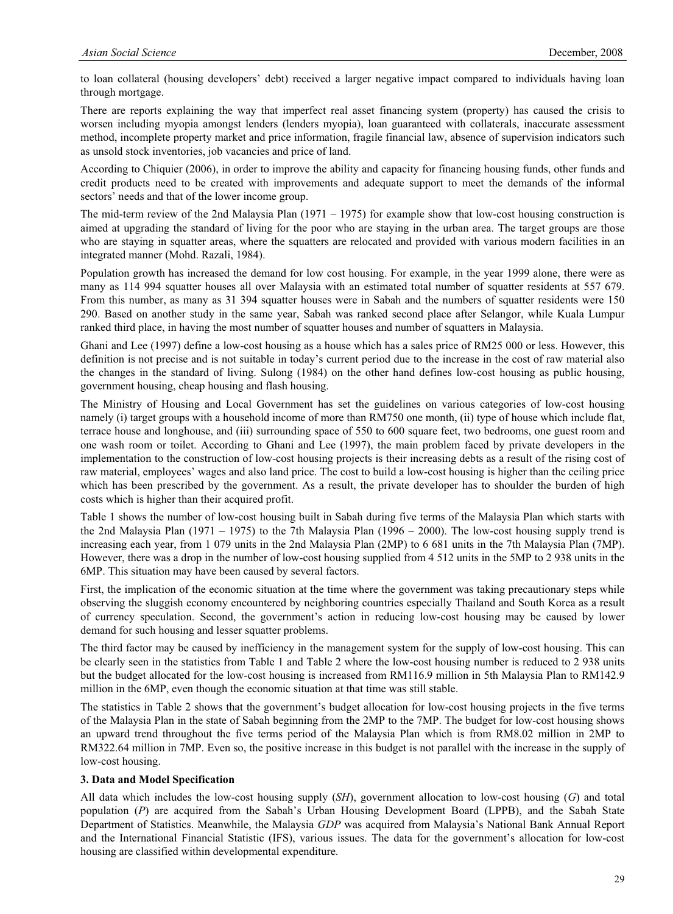to loan collateral (housing developers' debt) received a larger negative impact compared to individuals having loan through mortgage.

There are reports explaining the way that imperfect real asset financing system (property) has caused the crisis to worsen including myopia amongst lenders (lenders myopia), loan guaranteed with collaterals, inaccurate assessment method, incomplete property market and price information, fragile financial law, absence of supervision indicators such as unsold stock inventories, job vacancies and price of land.

According to Chiquier (2006), in order to improve the ability and capacity for financing housing funds, other funds and credit products need to be created with improvements and adequate support to meet the demands of the informal sectors' needs and that of the lower income group.

The mid-term review of the 2nd Malaysia Plan (1971 – 1975) for example show that low-cost housing construction is aimed at upgrading the standard of living for the poor who are staying in the urban area. The target groups are those who are staying in squatter areas, where the squatters are relocated and provided with various modern facilities in an integrated manner (Mohd. Razali, 1984).

Population growth has increased the demand for low cost housing. For example, in the year 1999 alone, there were as many as 114 994 squatter houses all over Malaysia with an estimated total number of squatter residents at 557 679. From this number, as many as 31 394 squatter houses were in Sabah and the numbers of squatter residents were 150 290. Based on another study in the same year, Sabah was ranked second place after Selangor, while Kuala Lumpur ranked third place, in having the most number of squatter houses and number of squatters in Malaysia.

Ghani and Lee (1997) define a low-cost housing as a house which has a sales price of RM25 000 or less. However, this definition is not precise and is not suitable in today's current period due to the increase in the cost of raw material also the changes in the standard of living. Sulong (1984) on the other hand defines low-cost housing as public housing, government housing, cheap housing and flash housing.

The Ministry of Housing and Local Government has set the guidelines on various categories of low-cost housing namely (i) target groups with a household income of more than RM750 one month, (ii) type of house which include flat, terrace house and longhouse, and (iii) surrounding space of 550 to 600 square feet, two bedrooms, one guest room and one wash room or toilet. According to Ghani and Lee (1997), the main problem faced by private developers in the implementation to the construction of low-cost housing projects is their increasing debts as a result of the rising cost of raw material, employees' wages and also land price. The cost to build a low-cost housing is higher than the ceiling price which has been prescribed by the government. As a result, the private developer has to shoulder the burden of high costs which is higher than their acquired profit.

Table 1 shows the number of low-cost housing built in Sabah during five terms of the Malaysia Plan which starts with the 2nd Malaysia Plan (1971 – 1975) to the 7th Malaysia Plan (1996 – 2000). The low-cost housing supply trend is increasing each year, from 1 079 units in the 2nd Malaysia Plan (2MP) to 6 681 units in the 7th Malaysia Plan (7MP). However, there was a drop in the number of low-cost housing supplied from 4 512 units in the 5MP to 2 938 units in the 6MP. This situation may have been caused by several factors.

First, the implication of the economic situation at the time where the government was taking precautionary steps while observing the sluggish economy encountered by neighboring countries especially Thailand and South Korea as a result of currency speculation. Second, the government's action in reducing low-cost housing may be caused by lower demand for such housing and lesser squatter problems.

The third factor may be caused by inefficiency in the management system for the supply of low-cost housing. This can be clearly seen in the statistics from Table 1 and Table 2 where the low-cost housing number is reduced to 2 938 units but the budget allocated for the low-cost housing is increased from RM116.9 million in 5th Malaysia Plan to RM142.9 million in the 6MP, even though the economic situation at that time was still stable.

The statistics in Table 2 shows that the government's budget allocation for low-cost housing projects in the five terms of the Malaysia Plan in the state of Sabah beginning from the 2MP to the 7MP. The budget for low-cost housing shows an upward trend throughout the five terms period of the Malaysia Plan which is from RM8.02 million in 2MP to RM322.64 million in 7MP. Even so, the positive increase in this budget is not parallel with the increase in the supply of low-cost housing.

## 3. Data and Model Specification

All data which includes the low-cost housing supply (*SH*), government allocation to low-cost housing (*G*) and total population (*P*) are acquired from the Sabah's Urban Housing Development Board (LPPB), and the Sabah State Department of Statistics. Meanwhile, the Malaysia *GDP* was acquired from Malaysia's National Bank Annual Report and the International Financial Statistic (IFS), various issues. The data for the government's allocation for low-cost housing are classified within developmental expenditure.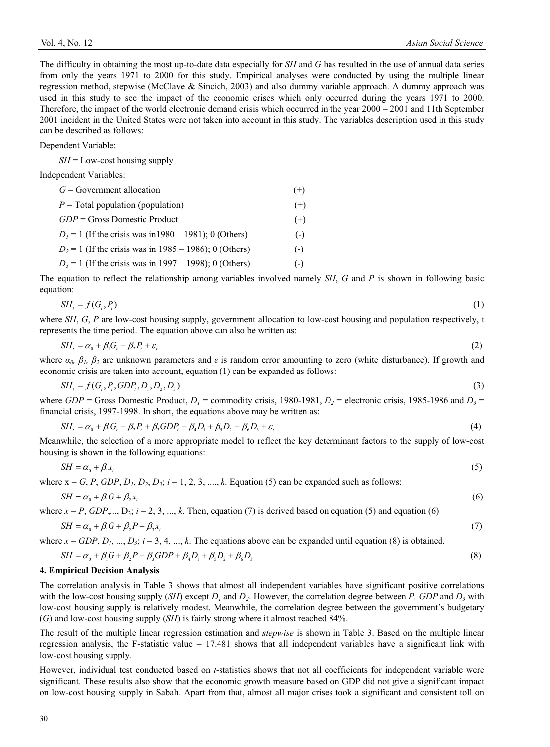The difficulty in obtaining the most up-to-date data especially for *SH* and *G* has resulted in the use of annual data series from only the years 1971 to 2000 for this study. Empirical analyses were conducted by using the multiple linear regression method, stepwise (McClave & Sincich, 2003) and also dummy variable approach. A dummy approach was used in this study to see the impact of the economic crises which only occurred during the years 1971 to 2000. Therefore, the impact of the world electronic demand crisis which occurred in the year 2000 – 2001 and 11th September 2001 incident in the United States were not taken into account in this study. The variables description used in this study can be described as follows:

Dependent Variable:

*SH* = Low-cost housing supply

Independent Variables:

| | |
|---|---|
| *G* = Government allocation | (+) |
| *P* = Total population (population) | (+) |
| *GDP* = Gross Domestic Product | (+) |
| $D_1$ = 1 (If the crisis was in1980 – 1981); 0 (Others) | (-) |
| $D_2$ = 1 (If the crisis was in 1985 – 1986); 0 (Others) | (-) |
| $D_3$ = 1 (If the crisis was in 1997 – 1998); 0 (Others) | (-) |

The equation to reflect the relationship among variables involved namely *SH*, *G* and *P* is shown in following basic equation:

$$SH_t = f(G_t, P_t) \tag{1}$$

where *SH*, *G*, *P* are low-cost housing supply, government allocation to low-cost housing and population respectively, t represents the time period. The equation above can also be written as:

$$SH_t = \alpha_0 + \beta_1 G_t + \beta_2 P_t + \varepsilon_t \tag{2}$$

where $\alpha_0$, $\beta_1$, $\beta_2$ are unknown parameters and $\varepsilon$ is random error amounting to zero (white disturbance). If growth and economic crisis are taken into account, equation (1) can be expanded as follows:

$$SH_t = f(G_t, P_t, GDP_t, D_1, D_2, D_3) \tag{3}$$

where *GDP* = Gross Domestic Product, $D_1$ = commodity crisis, 1980-1981, $D_2$ = electronic crisis, 1985-1986 and $D_3$ = financial crisis, 1997-1998. In short, the equations above may be written as:

$$SH_t = \alpha_0 + \beta_1 G_t + \beta_2 P_t + \beta_3 GDP_t + \beta_4 D_1 + \beta_5 D_2 + \beta_6 D_3 + \varepsilon_t \tag{4}$$

Meanwhile, the selection of a more appropriate model to reflect the key determinant factors to the supply of low-cost housing is shown in the following equations:

$$SH = \alpha_0 + \beta_1 x_i \tag{5}$$

where x = *G*, *P*, *GDP*, $D_1$, $D_2$, $D_3$; *i* = 1, 2, 3, ...., *k*. Equation (5) can be expanded such as follows:

$$SH = \alpha_0 + \beta_1 G + \beta_2 x_i \tag{6}$$

where *x* = *P*, *GDP*,..., $D_3$; *i* = 2, 3, ..., *k*. Then, equation (7) is derived based on equation (5) and equation (6).

$$SH = \alpha_0 + \beta_1 G + \beta_2 P + \beta_3 x_i \tag{7}$$

where *x* = *GDP*, $D_1$, ..., $D_3$; *i* = 3, 4, ..., *k*. The equations above can be expanded until equation (8) is obtained.

$$SH = \alpha_0 + \beta_1 G + \beta_2 P + \beta_3 GDP + \beta_4 D_1 + \beta_5 D_2 + \beta_6 D_3 \tag{8}$$

**4. Empirical Decision Analysis**

The correlation analysis in Table 3 shows that almost all independent variables have significant positive correlations with the low-cost housing supply (*SH*) except $D_1$ and $D_2$. However, the correlation degree between *P, GDP* and $D_3$ with low-cost housing supply is relatively modest. Meanwhile, the correlation degree between the government's budgetary (*G*) and low-cost housing supply (*SH*) is fairly strong where it almost reached 84%.

The result of the multiple linear regression estimation and *stepwise* is shown in Table 3. Based on the multiple linear regression analysis, the F-statistic value = 17.481 shows that all independent variables have a significant link with low-cost housing supply.

However, individual test conducted based on *t*-statistics shows that not all coefficients for independent variable were significant. These results also show that the economic growth measure based on GDP did not give a significant impact on low-cost housing supply in Sabah. Apart from that, almost all major crises took a significant and consistent toll on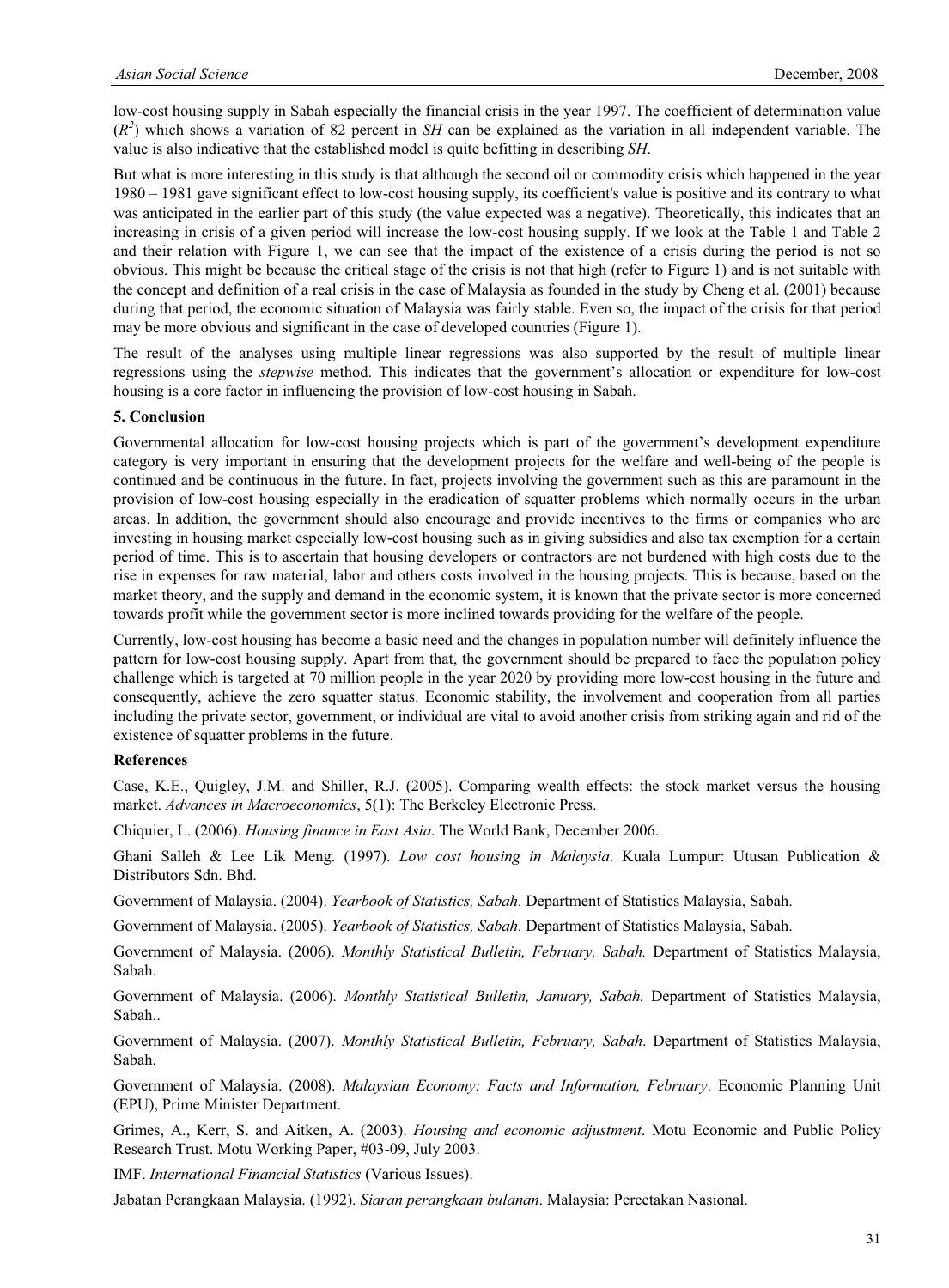low-cost housing supply in Sabah especially the financial crisis in the year 1997. The coefficient of determination value ($R^2$) which shows a variation of 82 percent in *SH* can be explained as the variation in all independent variable. The value is also indicative that the established model is quite befitting in describing *SH*.

But what is more interesting in this study is that although the second oil or commodity crisis which happened in the year 1980 – 1981 gave significant effect to low-cost housing supply, its coefficient's value is positive and its contrary to what was anticipated in the earlier part of this study (the value expected was a negative). Theoretically, this indicates that an increasing in crisis of a given period will increase the low-cost housing supply. If we look at the Table 1 and Table 2 and their relation with Figure 1, we can see that the impact of the existence of a crisis during the period is not so obvious. This might be because the critical stage of the crisis is not that high (refer to Figure 1) and is not suitable with the concept and definition of a real crisis in the case of Malaysia as founded in the study by Cheng et al. (2001) because during that period, the economic situation of Malaysia was fairly stable. Even so, the impact of the crisis for that period may be more obvious and significant in the case of developed countries (Figure 1).

The result of the analyses using multiple linear regressions was also supported by the result of multiple linear regressions using the *stepwise* method. This indicates that the government's allocation or expenditure for low-cost housing is a core factor in influencing the provision of low-cost housing in Sabah.

## 5. Conclusion

Governmental allocation for low-cost housing projects which is part of the government's development expenditure category is very important in ensuring that the development projects for the welfare and well-being of the people is continued and be continuous in the future. In fact, projects involving the government such as this are paramount in the provision of low-cost housing especially in the eradication of squatter problems which normally occurs in the urban areas. In addition, the government should also encourage and provide incentives to the firms or companies who are investing in housing market especially low-cost housing such as in giving subsidies and also tax exemption for a certain period of time. This is to ascertain that housing developers or contractors are not burdened with high costs due to the rise in expenses for raw material, labor and others costs involved in the housing projects. This is because, based on the market theory, and the supply and demand in the economic system, it is known that the private sector is more concerned towards profit while the government sector is more inclined towards providing for the welfare of the people.

Currently, low-cost housing has become a basic need and the changes in population number will definitely influence the pattern for low-cost housing supply. Apart from that, the government should be prepared to face the population policy challenge which is targeted at 70 million people in the year 2020 by providing more low-cost housing in the future and consequently, achieve the zero squatter status. Economic stability, the involvement and cooperation from all parties including the private sector, government, or individual are vital to avoid another crisis from striking again and rid of the existence of squatter problems in the future.

## References

Case, K.E., Quigley, J.M. and Shiller, R.J. (2005). Comparing wealth effects: the stock market versus the housing market. *Advances in Macroeconomics*, 5(1): The Berkeley Electronic Press.

Chiquier, L. (2006). *Housing finance in East Asia*. The World Bank, December 2006.

Ghani Salleh & Lee Lik Meng. (1997). *Low cost housing in Malaysia*. Kuala Lumpur: Utusan Publication & Distributors Sdn. Bhd.

Government of Malaysia. (2004). *Yearbook of Statistics, Sabah*. Department of Statistics Malaysia, Sabah.

Government of Malaysia. (2005). *Yearbook of Statistics, Sabah*. Department of Statistics Malaysia, Sabah.

Government of Malaysia. (2006). *Monthly Statistical Bulletin, February, Sabah.* Department of Statistics Malaysia, Sabah.

Government of Malaysia. (2006). *Monthly Statistical Bulletin, January, Sabah.* Department of Statistics Malaysia, Sabah..

Government of Malaysia. (2007). *Monthly Statistical Bulletin, February, Sabah*. Department of Statistics Malaysia, Sabah.

Government of Malaysia. (2008). *Malaysian Economy: Facts and Information, February*. Economic Planning Unit (EPU), Prime Minister Department.

Grimes, A., Kerr, S. and Aitken, A. (2003). *Housing and economic adjustment*. Motu Economic and Public Policy Research Trust. Motu Working Paper, #03-09, July 2003.

IMF. *International Financial Statistics* (Various Issues).

Jabatan Perangkaan Malaysia. (1992). *Siaran perangkaan bulanan*. Malaysia: Percetakan Nasional.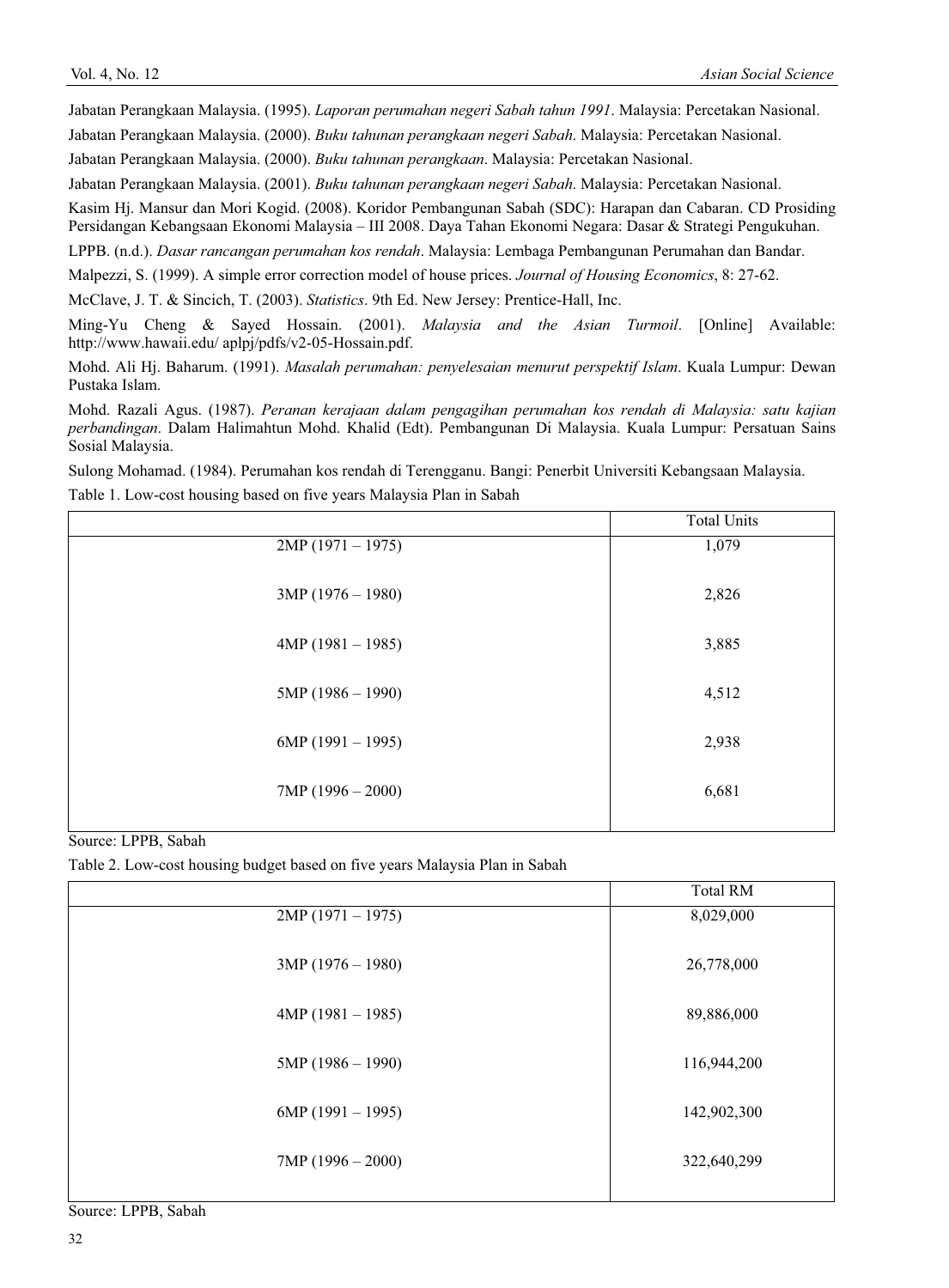Jabatan Perangkaan Malaysia. (1995). *Laporan perumahan negeri Sabah tahun 1991*. Malaysia: Percetakan Nasional.

Jabatan Perangkaan Malaysia. (2000). *Buku tahunan perangkaan negeri Sabah*. Malaysia: Percetakan Nasional.

Jabatan Perangkaan Malaysia. (2000). *Buku tahunan perangkaan*. Malaysia: Percetakan Nasional.

Jabatan Perangkaan Malaysia. (2001). *Buku tahunan perangkaan negeri Sabah*. Malaysia: Percetakan Nasional.

Kasim Hj. Mansur dan Mori Kogid. (2008). Koridor Pembangunan Sabah (SDC): Harapan dan Cabaran. CD Prosiding Persidangan Kebangsaan Ekonomi Malaysia – III 2008. Daya Tahan Ekonomi Negara: Dasar & Strategi Pengukuhan.

LPPB. (n.d.). *Dasar rancangan perumahan kos rendah*. Malaysia: Lembaga Pembangunan Perumahan dan Bandar.

Malpezzi, S. (1999). A simple error correction model of house prices. *Journal of Housing Economics*, 8: 27-62.

McClave, J. T. & Sincich, T. (2003). *Statistics*. 9th Ed. New Jersey: Prentice-Hall, Inc.

Ming-Yu Cheng & Sayed Hossain. (2001). *Malaysia and the Asian Turmoil*. [Online] Available: http://www.hawaii.edu/ aplpj/pdfs/v2-05-Hossain.pdf.

Mohd. Ali Hj. Baharum. (1991). *Masalah perumahan: penyelesaian menurut perspektif Islam*. Kuala Lumpur: Dewan Pustaka Islam.

Mohd. Razali Agus. (1987). *Peranan kerajaan dalam pengagihan perumahan kos rendah di Malaysia: satu kajian perbandingan*. Dalam Halimahtun Mohd. Khalid (Edt). Pembangunan Di Malaysia. Kuala Lumpur: Persatuan Sains Sosial Malaysia.

Sulong Mohamad. (1984). Perumahan kos rendah di Terengganu. Bangi: Penerbit Universiti Kebangsaan Malaysia.

Table 1. Low-cost housing based on five years Malaysia Plan in Sabah

| | Total Units |
|---|---|
| 2MP (1971 – 1975) | 1,079 |
| 3MP (1976 – 1980) | 2,826 |
| 4MP (1981 – 1985) | 3,885 |
| 5MP (1986 – 1990) | 4,512 |
| 6MP (1991 – 1995) | 2,938 |
| 7MP (1996 – 2000) | 6,681 |

Source: LPPB, Sabah

Table 2. Low-cost housing budget based on five years Malaysia Plan in Sabah

| | Total RM |
|---|---|
| 2MP (1971 – 1975) | 8,029,000 |
| 3MP (1976 – 1980) | 26,778,000 |
| 4MP (1981 – 1985) | 89,886,000 |
| 5MP (1986 – 1990) | 116,944,200 |
| 6MP (1991 – 1995) | 142,902,300 |
| 7MP (1996 – 2000) | 322,640,299 |

Source: LPPB, Sabah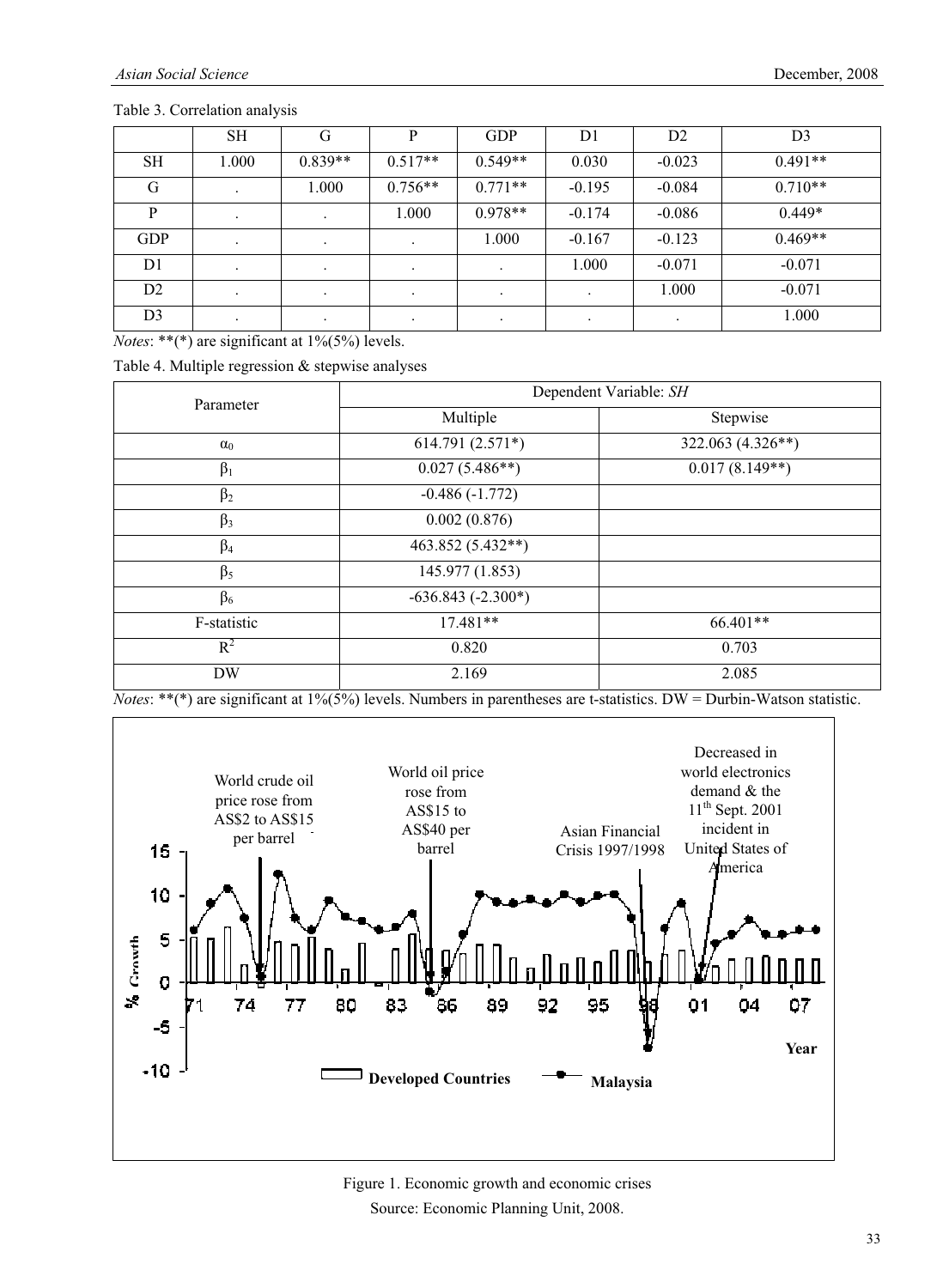Table 3. Correlation analysis

| | SH | G | P | GDP | D1 | D2 | D3 |
|---|---|---|---|---|---|---|---|
| SH | 1.000 | 0.839** | 0.517** | 0.549** | 0.030 | -0.023 | 0.491** |
| G | . | 1.000 | 0.756** | 0.771** | -0.195 | -0.084 | 0.710** |
| P | . | . | 1.000 | 0.978** | -0.174 | -0.086 | 0.449* |
| GDP | . | . | . | 1.000 | -0.167 | -0.123 | 0.469** |
| D1 | . | . | . | . | 1.000 | -0.071 | -0.071 |
| D2 | . | . | . | . | . | 1.000 | -0.071 |
| D3 | . | . | . | . | . | . | 1.000 |

*Notes*: **(*) are significant at 1%(5%) levels.

Table 4. Multiple regression & stepwise analyses

| Parameter | Dependent Variable: *SH* | |
|---|---|---|
| | Multiple | Stepwise |
| $\alpha_0$ | 614.791 (2.571*) | 322.063 (4.326**) |
| $\beta_1$ | 0.027 (5.486**) | 0.017 (8.149**) |
| $\beta_2$ | -0.486 (-1.772) | |
| $\beta_3$ | 0.002 (0.876) | |
| $\beta_4$ | 463.852 (5.432**) | |
| $\beta_5$ | 145.977 (1.853) | |
| $\beta_6$ | -636.843 (-2.300*) | |
| F-statistic | 17.481** | 66.401** |
| $R^2$ | 0.820 | 0.703 |
| DW | 2.169 | 2.085 |

*Notes*: **(*) are significant at 1%(5%) levels. Numbers in parentheses are t-statistics. DW = Durbin-Watson statistic.

World crude oil price rose from AS$2 to AS$15 per barrel

World oil price rose from AS$15 to AS$40 per barrel

Asian Financial Crisis 1997/1998

Decreased in world electronics demand & the 11th Sept. 2001 incident in United States of America

15

10

5

0

-5

-10

% Growth

71 74 77 80 83 86 89 92 95 98 01 04 07

Year

Developed Countries

Malaysia

Figure 1. Economic growth and economic crises

Source: Economic Planning Unit, 2008.